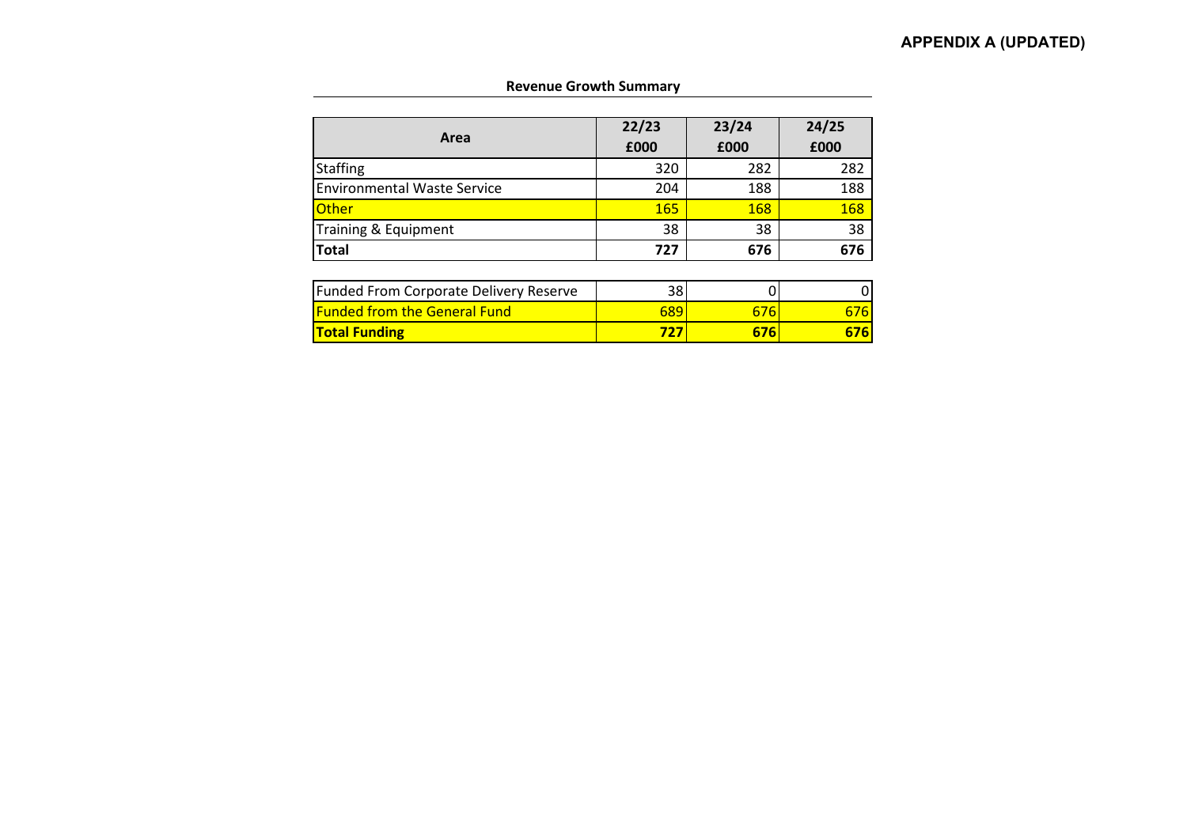**APPENDIX A (UPDATED)**

## Revenue Growth Summary

| Area | 22/23 £000 | 23/24 £000 | 24/25 £000 |
|---|---|---|---|
| Staffing | 320 | 282 | 282 |
| Environmental Waste Service | 204 | 188 | 188 |
| Other | 165 | 168 | 168 |
| Training & Equipment | 38 | 38 | 38 |
| **Total** | **727** | **676** | **676** |

| | | | |
|---|---|---|---|
| Funded From Corporate Delivery Reserve | 38 | 0 | 0 |
| Funded from the General Fund | 689 | 676 | 676 |
| **Total Funding** | **727** | **676** | **676** |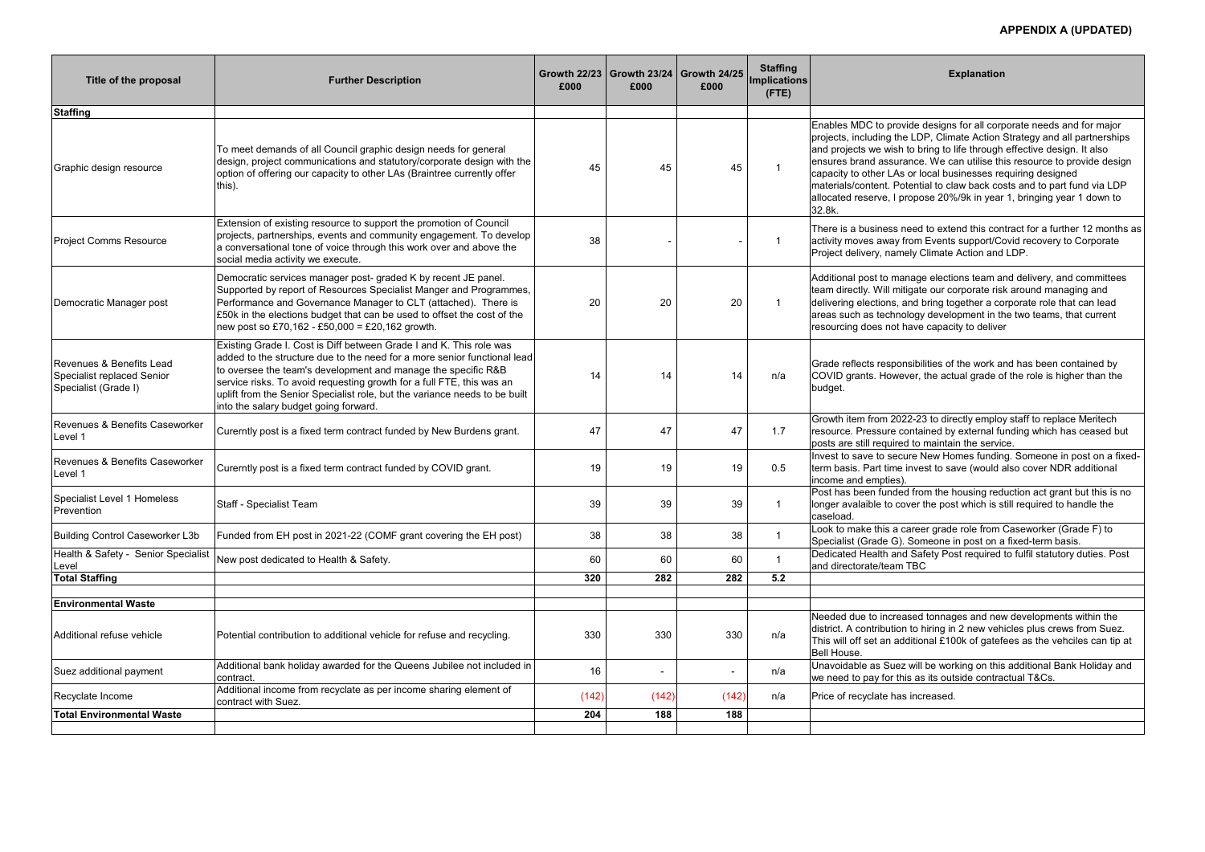**APPENDIX A (UPDATED)**

| Title of the proposal | Further Description | Growth 22/23 £000 | Growth 23/24 £000 | Growth 24/25 £000 | Staffing Implications (FTE) | Explanation |
|---|---|---|---|---|---|---|
| **Staffing** | | | | | | |
| Graphic design resource | To meet demands of all Council graphic design needs for general design, project communications and statutory/corporate design with the option of offering our capacity to other LAs (Braintree currently offer this). | 45 | 45 | 45 | 1 | Enables MDC to provide designs for all corporate needs and for major projects, including the LDP, Climate Action Strategy and all partnerships and projects we wish to bring to life through effective design. It also ensures brand assurance. We can utilise this resource to provide design capacity to other LAs or local businesses requiring designed materials/content. Potential to claw back costs and to part fund via LDP allocated reserve, I propose 20%/9k in year 1, bringing year 1 down to 32.8k. |
| Project Comms Resource | Extension of existing resource to support the promotion of Council projects, partnerships, events and community engagement. To develop a conversational tone of voice through this work over and above the social media activity we execute. | 38 | - | - | 1 | There is a business need to extend this contract for a further 12 months as activity moves away from Events support/Covid recovery to Corporate Project delivery, namely Climate Action and LDP. |
| Democratic Manager post | Democratic services manager post- graded K by recent JE panel. Supported by report of Resources Specialist Manger and Programmes, Performance and Governance Manager to CLT (attached). There is £50k in the elections budget that can be used to offset the cost of the new post so £70,162 - £50,000 = £20,162 growth. | 20 | 20 | 20 | 1 | Additional post to manage elections team and delivery, and committees team directly. Will mitigate our corporate risk around managing and delivering elections, and bring together a corporate role that can lead areas such as technology development in the two teams, that current resourcing does not have capacity to deliver |
| Revenues & Benefits Lead Specialist replaced Senior Specialist (Grade I) | Existing Grade I. Cost is Diff between Grade I and K. This role was added to the structure due to the need for a more senior functional lead to oversee the team's development and manage the specific R&B service risks. To avoid requesting growth for a full FTE, this was an uplift from the Senior Specialist role, but the variance needs to be built into the salary budget going forward. | 14 | 14 | 14 | n/a | Grade reflects responsibilities of the work and has been contained by COVID grants. However, the actual grade of the role is higher than the budget. |
| Revenues & Benefits Caseworker Level 1 | Curerntly post is a fixed term contract funded by New Burdens grant. | 47 | 47 | 47 | 1.7 | Growth item from 2022-23 to directly employ staff to replace Meritech resource. Pressure contained by external funding which has ceased but posts are still required to maintain the service. |
| Revenues & Benefits Caseworker Level 1 | Curerntly post is a fixed term contract funded by COVID grant. | 19 | 19 | 19 | 0.5 | Invest to save to secure New Homes funding. Someone in post on a fixed-term basis. Part time invest to save (would also cover NDR additional income and empties). |
| Specialist Level 1 Homeless Prevention | Staff - Specialist Team | 39 | 39 | 39 | 1 | Post has been funded from the housing reduction act grant but this is no longer avalaible to cover the post which is still required to handle the caseload. |
| Building Control Caseworker L3b | Funded from EH post in 2021-22 (COMF grant covering the EH post) | 38 | 38 | 38 | 1 | Look to make this a career grade role from Caseworker (Grade F) to Specialist (Grade G). Someone in post on a fixed-term basis. |
| Health & Safety - Senior Specialist Level | New post dedicated to Health & Safety. | 60 | 60 | 60 | 1 | Dedicated Health and Safety Post required to fulfil statutory duties. Post and directorate/team TBC |
| **Total Staffing** | | **320** | **282** | **282** | **5.2** | |
| | | | | | | |
| **Environmental Waste** | | | | | | |
| Additional refuse vehicle | Potential contribution to additional vehicle for refuse and recycling. | 330 | 330 | 330 | n/a | Needed due to increased tonnages and new developments within the district. A contribution to hiring in 2 new vehicles plus crews from Suez. This will off set an additional £100k of gatefees as the vehciles can tip at Bell House. |
| Suez additional payment | Additional bank holiday awarded for the Queens Jubilee not included in contract. | 16 | - | - | n/a | Unavoidable as Suez will be working on this additional Bank Holiday and we need to pay for this as its outside contractual T&Cs. |
| Recyclate Income | Additional income from recyclate as per income sharing element of contract with Suez. | (142) | (142) | (142) | n/a | Price of recyclate has increased. |
| **Total Environmental Waste** | | **204** | **188** | **188** | | |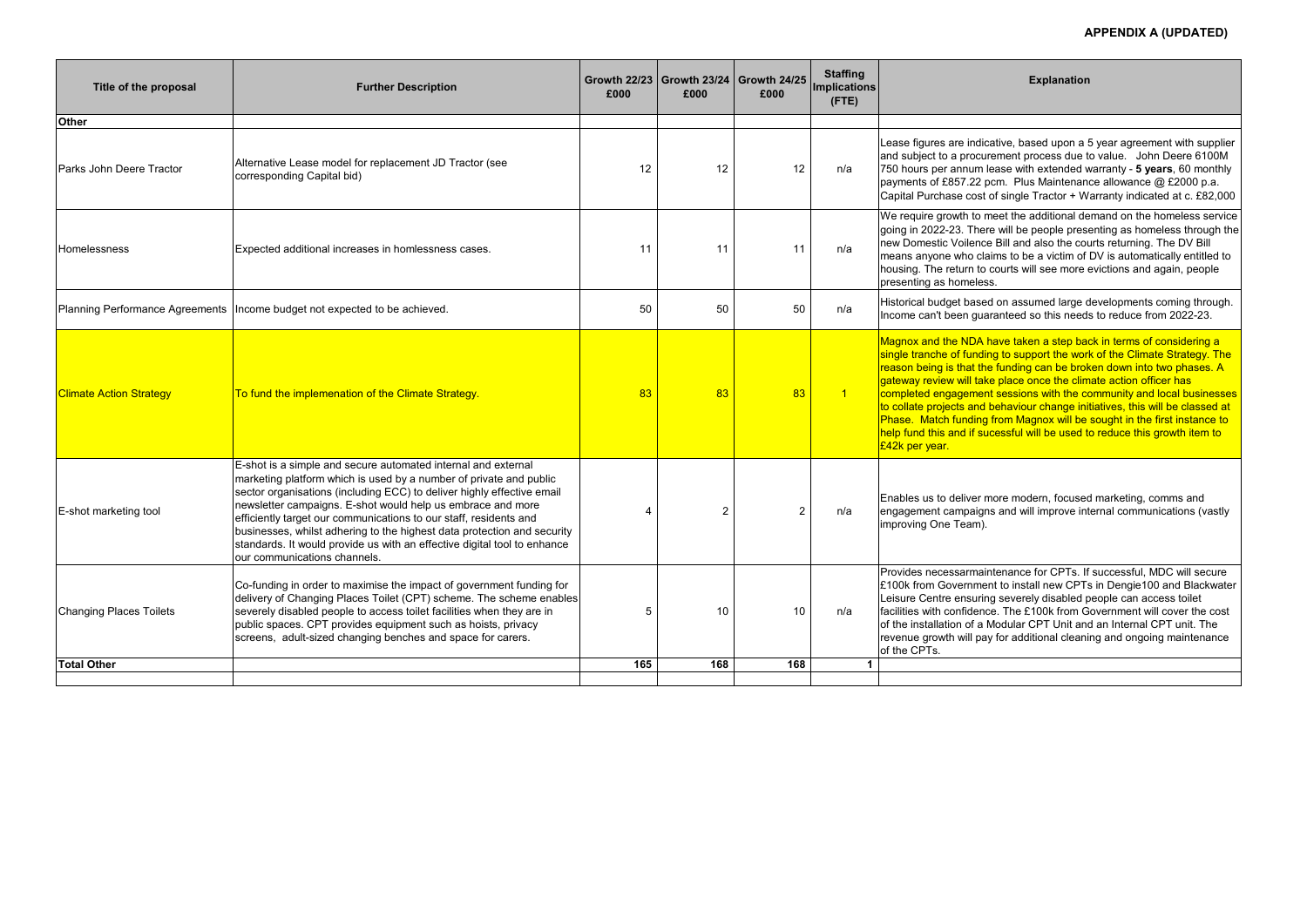**APPENDIX A (UPDATED)**

| Title of the proposal | Further Description | Growth 22/23 £000 | Growth 23/24 £000 | Growth 24/25 £000 | Staffing Implications (FTE) | Explanation |
|---|---|---|---|---|---|---|
| **Other** | | | | | | |
| Parks John Deere Tractor | Alternative Lease model for replacement JD Tractor (see corresponding Capital bid) | 12 | 12 | 12 | n/a | Lease figures are indicative, based upon a 5 year agreement with supplier and subject to a procurement process due to value. John Deere 6100M 750 hours per annum lease with extended warranty - **5 years**, 60 monthly payments of £857.22 pcm. Plus Maintenance allowance @ £2000 p.a. Capital Purchase cost of single Tractor + Warranty indicated at c. £82,000 |
| Homelessness | Expected additional increases in homlessness cases. | 11 | 11 | 11 | n/a | We require growth to meet the additional demand on the homeless service going in 2022-23. There will be people presenting as homeless through the new Domestic Voilence Bill and also the courts returning. The DV Bill means anyone who claims to be a victim of DV is automatically entitled to housing. The return to courts will see more evictions and again, people presenting as homeless. |
| Planning Performance Agreements | Income budget not expected to be achieved. | 50 | 50 | 50 | n/a | Historical budget based on assumed large developments coming through. Income can't been guaranteed so this needs to reduce from 2022-23. |
| Climate Action Strategy | To fund the implemenation of the Climate Strategy. | 83 | 83 | 83 | 1 | Magnox and the NDA have taken a step back in terms of considering a single tranche of funding to support the work of the Climate Strategy. The reason being is that the funding can be broken down into two phases. A gateway review will take place once the climate action officer has completed engagement sessions with the community and local businesses to collate projects and behaviour change initiatives, this will be classed at Phase. Match funding from Magnox will be sought in the first instance to help fund this and if sucessful will be used to reduce this growth item to £42k per year. |
| E-shot marketing tool | E-shot is a simple and secure automated internal and external marketing platform which is used by a number of private and public sector organisations (including ECC) to deliver highly effective email newsletter campaigns. E-shot would help us embrace and more efficiently target our communications to our staff, residents and businesses, whilst adhering to the highest data protection and security standards. It would provide us with an effective digital tool to enhance our communications channels. | 4 | 2 | 2 | n/a | Enables us to deliver more modern, focused marketing, comms and engagement campaigns and will improve internal communications (vastly improving One Team). |
| Changing Places Toilets | Co-funding in order to maximise the impact of government funding for delivery of Changing Places Toilet (CPT) scheme. The scheme enables severely disabled people to access toilet facilities when they are in public spaces. CPT provides equipment such as hoists, privacy screens, adult-sized changing benches and space for carers. | 5 | 10 | 10 | n/a | Provides necessarmaintenance for CPTs. If successful, MDC will secure £100k from Government to install new CPTs in Dengie100 and Blackwater Leisure Centre ensuring severely disabled people can access toilet facilities with confidence. The £100k from Government will cover the cost of the installation of a Modular CPT Unit and an Internal CPT unit. The revenue growth will pay for additional cleaning and ongoing maintenance of the CPTs. |
| **Total Other** | | **165** | **168** | **168** | **1** | |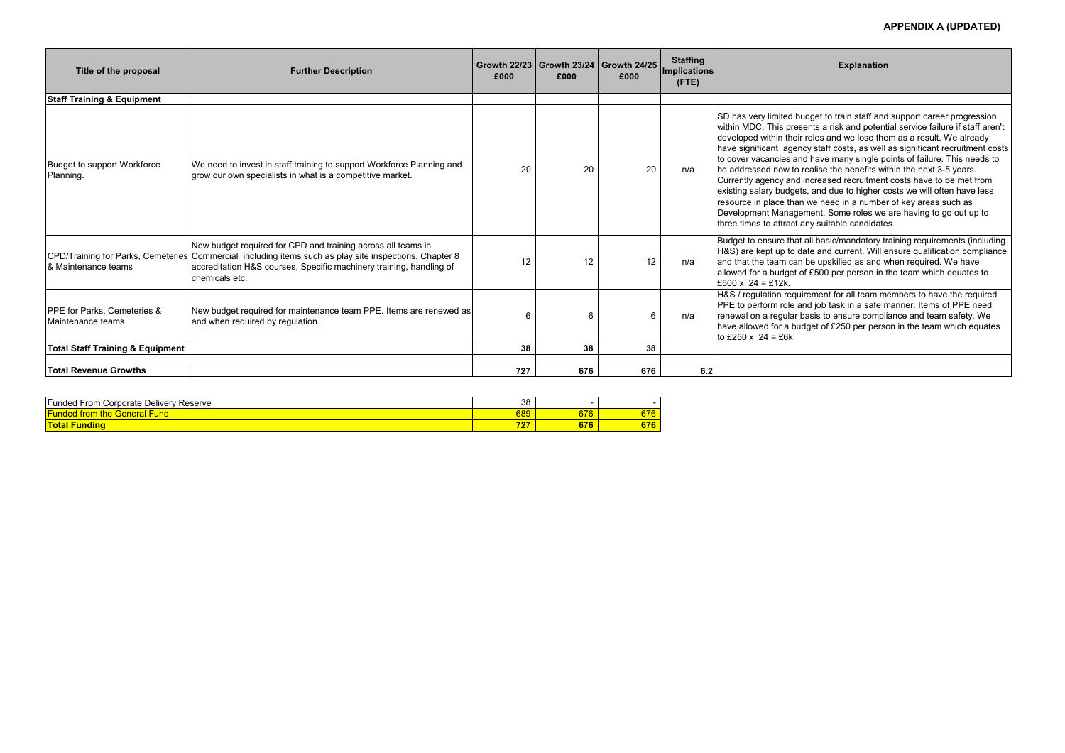## APPENDIX A (UPDATED)

| Title of the proposal | Further Description | Growth 22/23 £000 | Growth 23/24 £000 | Growth 24/25 £000 | Staffing Implications (FTE) | Explanation |
|---|---|---|---|---|---|---|
| **Staff Training & Equipment** | | | | | | |
| Budget to support Workforce Planning. | We need to invest in staff training to support Workforce Planning and grow our own specialists in what is a competitive market. | 20 | 20 | 20 | n/a | SD has very limited budget to train staff and support career progression within MDC. This presents a risk and potential service failure if staff aren't developed within their roles and we lose them as a result. We already have significant agency staff costs, as well as significant recruitment costs to cover vacancies and have many single points of failure. This needs to be addressed now to realise the benefits within the next 3-5 years. Currently agency and increased recruitment costs have to be met from existing salary budgets, and due to higher costs we will often have less resource in place than we need in a number of key areas such as Development Management. Some roles we are having to go out up to three times to attract any suitable candidates. |
| CPD/Training for Parks, Cemeteries & Maintenance teams | New budget required for CPD and training across all teams in Commercial including items such as play site inspections, Chapter 8 accreditation H&S courses, Specific machinery training, handling of chemicals etc. | 12 | 12 | 12 | n/a | Budget to ensure that all basic/mandatory training requirements (including H&S) are kept up to date and current. Will ensure qualification compliance and that the team can be upskilled as and when required. We have allowed for a budget of £500 per person in the team which equates to £500 x 24 = £12k. |
| PPE for Parks, Cemeteries & Maintenance teams | New budget required for maintenance team PPE. Items are renewed as and when required by regulation. | 6 | 6 | 6 | n/a | H&S / regulation requirement for all team members to have the required PPE to perform role and job task in a safe manner. Items of PPE need renewal on a regular basis to ensure compliance and team safety. We have allowed for a budget of £250 per person in the team which equates to £250 x 24 = £6k |
| **Total Staff Training & Equipment** | | **38** | **38** | **38** | | |
| **Total Revenue Growths** | | **727** | **676** | **676** | **6.2** | |

| | | | |
|---|---|---|---|
| Funded From Corporate Delivery Reserve | 38 | - | - |
| Funded from the General Fund | 689 | 676 | 676 |
| **Total Funding** | **727** | **676** | **676** |